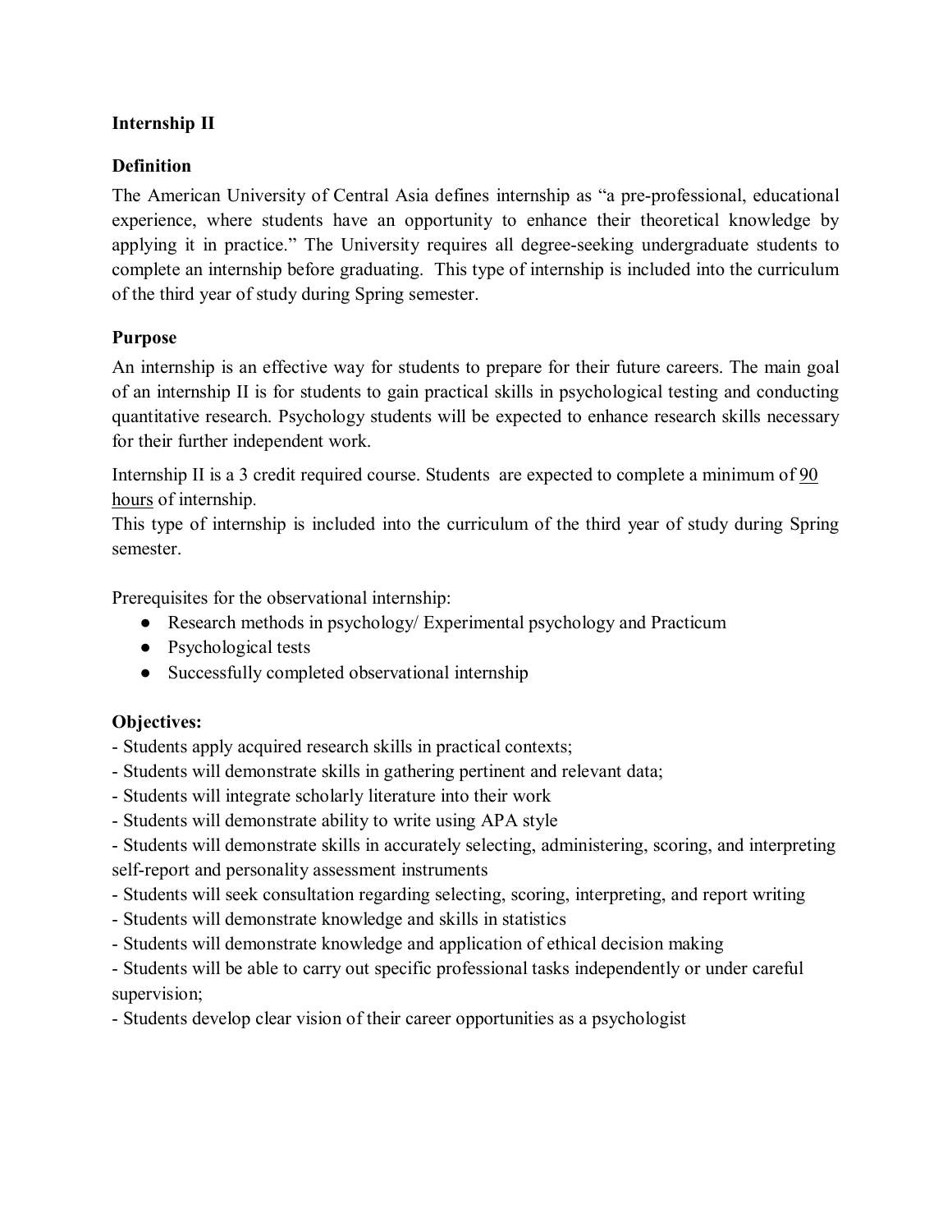**Internship II**

**Definition**

The American University of Central Asia defines internship as "a pre-professional, educational experience, where students have an opportunity to enhance their theoretical knowledge by applying it in practice." The University requires all degree-seeking undergraduate students to complete an internship before graduating. This type of internship is included into the curriculum of the third year of study during Spring semester.

**Purpose**

An internship is an effective way for students to prepare for their future careers. The main goal of an internship II is for students to gain practical skills in psychological testing and conducting quantitative research. Psychology students will be expected to enhance research skills necessary for their further independent work.

Internship II is a 3 credit required course. Students are expected to complete a minimum of 90 hours of internship.
This type of internship is included into the curriculum of the third year of study during Spring semester.

Prerequisites for the observational internship:

- Research methods in psychology/ Experimental psychology and Practicum
- Psychological tests
- Successfully completed observational internship

**Objectives:**

- Students apply acquired research skills in practical contexts;
- Students will demonstrate skills in gathering pertinent and relevant data;
- Students will integrate scholarly literature into their work
- Students will demonstrate ability to write using APA style
- Students will demonstrate skills in accurately selecting, administering, scoring, and interpreting self-report and personality assessment instruments
- Students will seek consultation regarding selecting, scoring, interpreting, and report writing
- Students will demonstrate knowledge and skills in statistics
- Students will demonstrate knowledge and application of ethical decision making
- Students will be able to carry out specific professional tasks independently or under careful supervision;
- Students develop clear vision of their career opportunities as a psychologist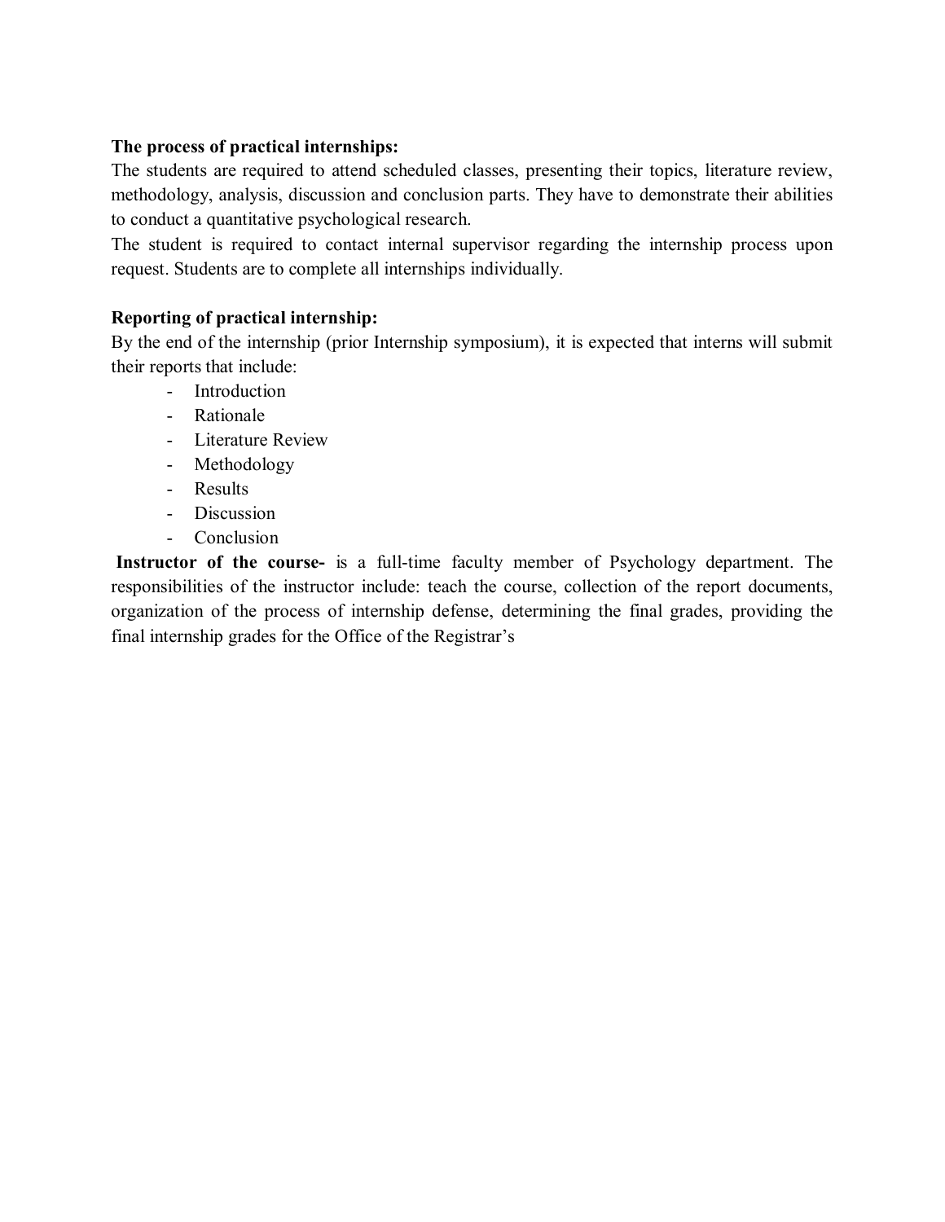**The process of practical internships:**

The students are required to attend scheduled classes, presenting their topics, literature review, methodology, analysis, discussion and conclusion parts. They have to demonstrate their abilities to conduct a quantitative psychological research.

The student is required to contact internal supervisor regarding the internship process upon request. Students are to complete all internships individually.

**Reporting of practical internship:**

By the end of the internship (prior Internship symposium), it is expected that interns will submit their reports that include:

- Introduction
- Rationale
- Literature Review
- Methodology
- Results
- Discussion
- Conclusion

**Instructor of the course-** is a full-time faculty member of Psychology department. The responsibilities of the instructor include: teach the course, collection of the report documents, organization of the process of internship defense, determining the final grades, providing the final internship grades for the Office of the Registrar's